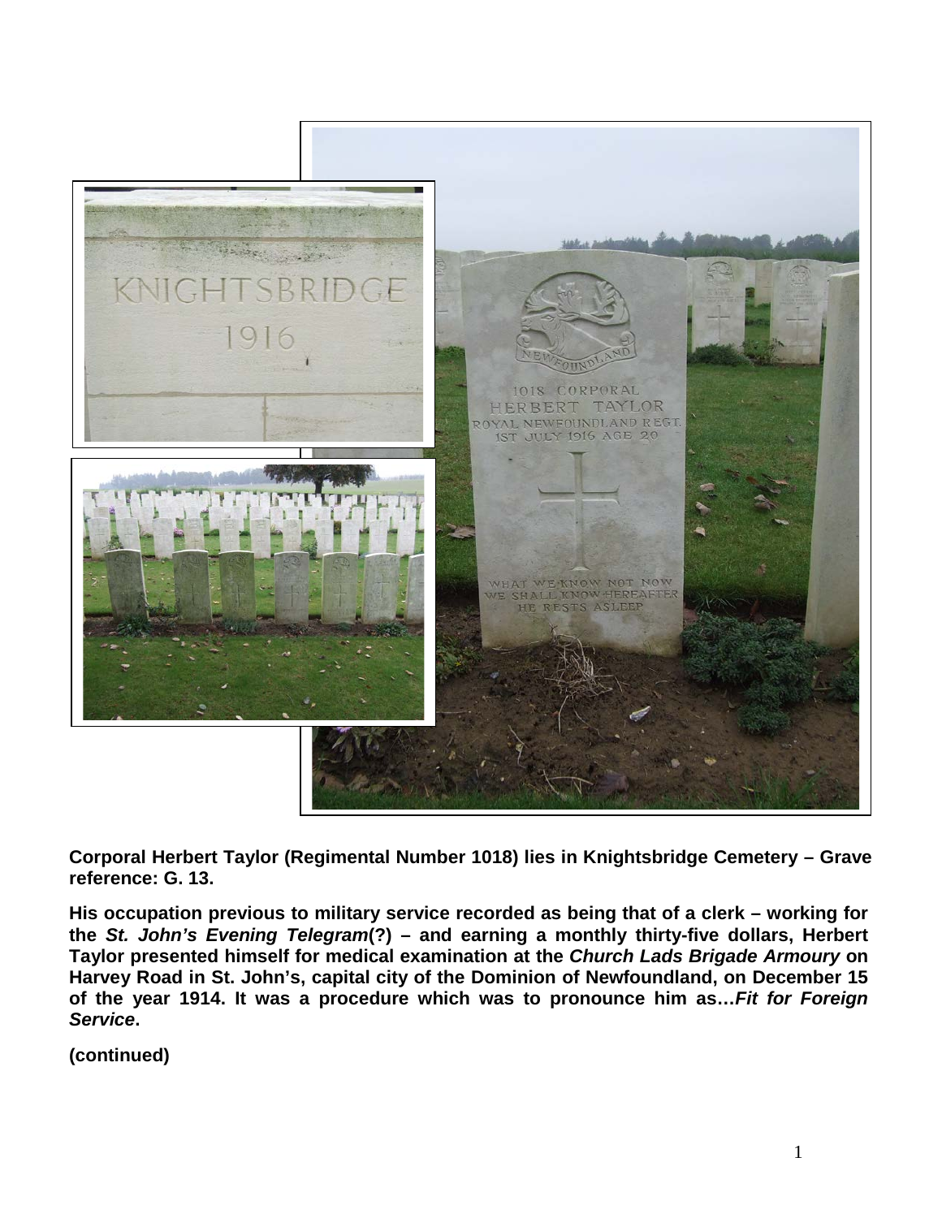**Corporal Herbert Taylor (Regimental Number 1018) lies in Knightsbridge Cemetery – Grave reference: G. 13.**

**His occupation previous to military service recorded as being that of a clerk – working for the *St. John's Evening Telegram*(?) – and earning a monthly thirty-five dollars, Herbert Taylor presented himself for medical examination at the *Church Lads Brigade Armoury* on Harvey Road in St. John's, capital city of the Dominion of Newfoundland, on December 15 of the year 1914. It was a procedure which was to pronounce him as…*Fit for Foreign Service*.**

**(continued)**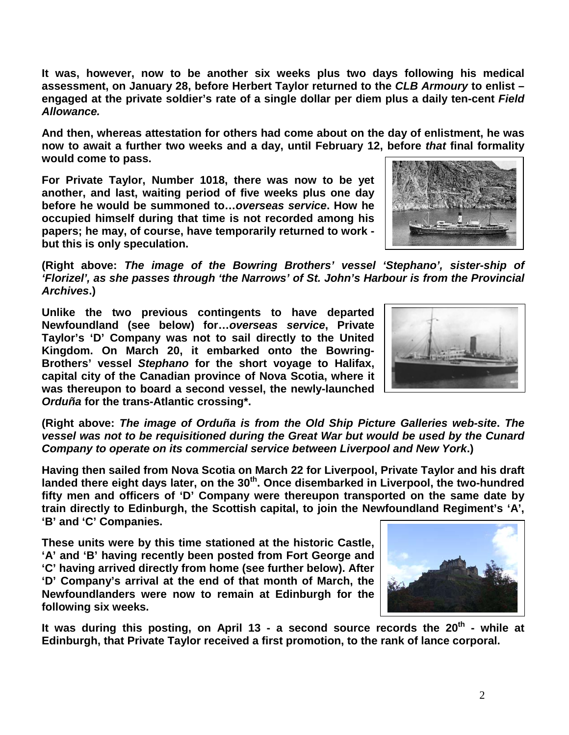**It was, however, now to be another six weeks plus two days following his medical assessment, on January 28, before Herbert Taylor returned to the *CLB Armoury* to enlist – engaged at the private soldier's rate of a single dollar per diem plus a daily ten-cent *Field Allowance.***

**And then, whereas attestation for others had come about on the day of enlistment, he was now to await a further two weeks and a day, until February 12, before *that* final formality would come to pass.**

**For Private Taylor, Number 1018, there was now to be yet another, and last, waiting period of five weeks plus one day before he would be summoned to…*overseas service*. How he occupied himself during that time is not recorded among his papers; he may, of course, have temporarily returned to work - but this is only speculation.**

**(Right above: *The image of the Bowring Brothers' vessel 'Stephano', sister-ship of 'Florizel', as she passes through 'the Narrows' of St. John's Harbour is from the Provincial Archives*.)**

**Unlike the two previous contingents to have departed Newfoundland (see below) for…*overseas service*, Private Taylor's 'D' Company was not to sail directly to the United Kingdom. On March 20, it embarked onto the Bowring-Brothers' vessel *Stephano* for the short voyage to Halifax, capital city of the Canadian province of Nova Scotia, where it was thereupon to board a second vessel, the newly-launched *Orduña* for the trans-Atlantic crossing\*.**

**(Right above: *The image of Orduña is from the Old Ship Picture Galleries web-site*. *The vessel was not to be requisitioned during the Great War but would be used by the Cunard Company to operate on its commercial service between Liverpool and New York*.)**

**Having then sailed from Nova Scotia on March 22 for Liverpool, Private Taylor and his draft landed there eight days later, on the 30th. Once disembarked in Liverpool, the two-hundred fifty men and officers of 'D' Company were thereupon transported on the same date by train directly to Edinburgh, the Scottish capital, to join the Newfoundland Regiment's 'A', 'B' and 'C' Companies.**

**These units were by this time stationed at the historic Castle, 'A' and 'B' having recently been posted from Fort George and 'C' having arrived directly from home (see further below). After 'D' Company's arrival at the end of that month of March, the Newfoundlanders were now to remain at Edinburgh for the following six weeks.**

**It was during this posting, on April 13 - a second source records the 20th - while at Edinburgh, that Private Taylor received a first promotion, to the rank of lance corporal.**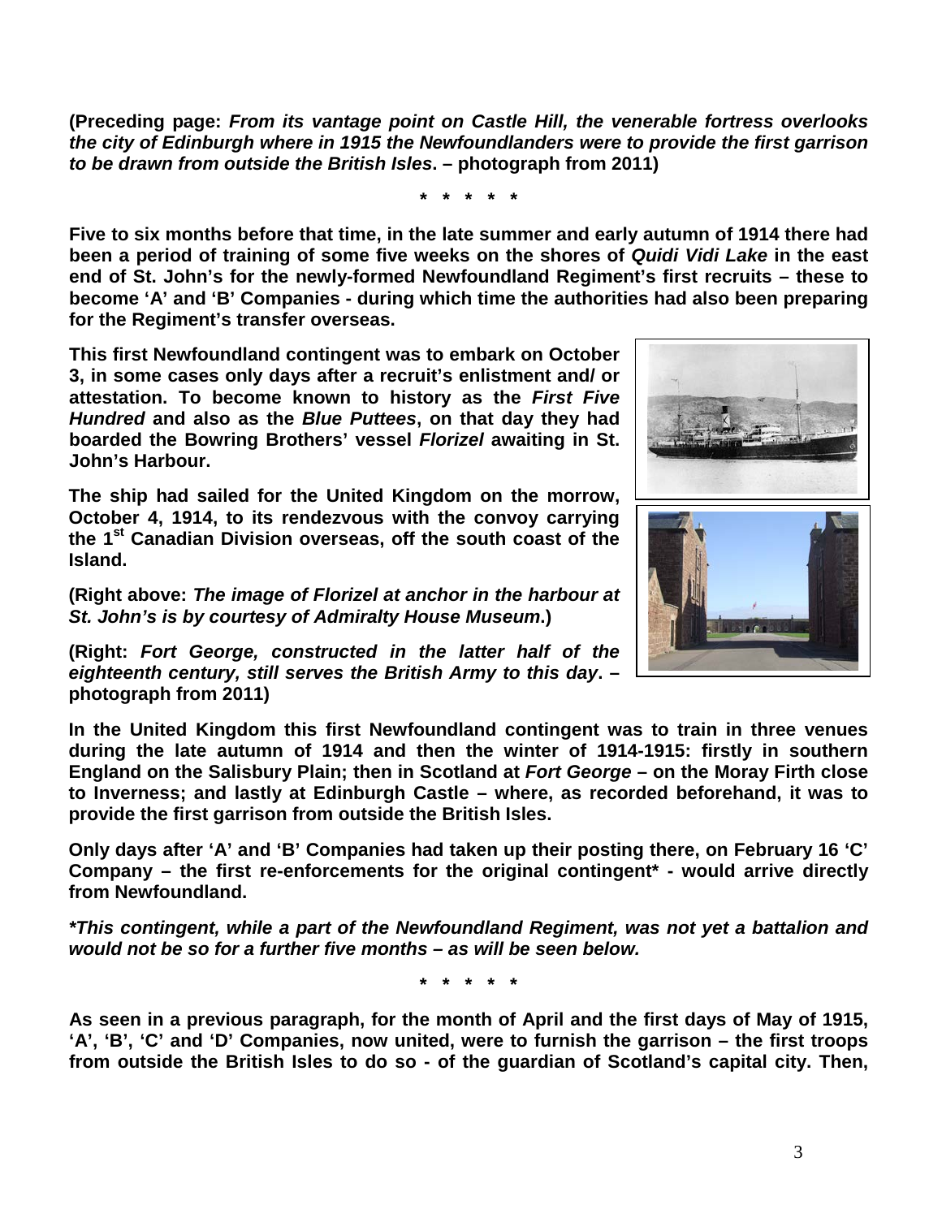**(Preceding page: *From its vantage point on Castle Hill, the venerable fortress overlooks the city of Edinburgh where in 1915 the Newfoundlanders were to provide the first garrison to be drawn from outside the British Isles*. – photograph from 2011)**

**\* \* \* \* \***

**Five to six months before that time, in the late summer and early autumn of 1914 there had been a period of training of some five weeks on the shores of *Quidi Vidi Lake* in the east end of St. John's for the newly-formed Newfoundland Regiment's first recruits – these to become 'A' and 'B' Companies - during which time the authorities had also been preparing for the Regiment's transfer overseas.**

**This first Newfoundland contingent was to embark on October 3, in some cases only days after a recruit's enlistment and/ or attestation. To become known to history as the *First Five Hundred* and also as the *Blue Puttees*, on that day they had boarded the Bowring Brothers' vessel *Florizel* awaiting in St. John's Harbour.**

**The ship had sailed for the United Kingdom on the morrow, October 4, 1914, to its rendezvous with the convoy carrying the 1st Canadian Division overseas, off the south coast of the Island.**

**(Right above: *The image of Florizel at anchor in the harbour at St. John's is by courtesy of Admiralty House Museum*.)**

**(Right: *Fort George, constructed in the latter half of the eighteenth century, still serves the British Army to this day*. – photograph from 2011)**

**In the United Kingdom this first Newfoundland contingent was to train in three venues during the late autumn of 1914 and then the winter of 1914-1915: firstly in southern England on the Salisbury Plain; then in Scotland at *Fort George* – on the Moray Firth close to Inverness; and lastly at Edinburgh Castle – where, as recorded beforehand, it was to provide the first garrison from outside the British Isles.**

**Only days after 'A' and 'B' Companies had taken up their posting there, on February 16 'C' Company – the first re-enforcements for the original contingent\* - would arrive directly from Newfoundland.**

***\*This contingent, while a part of the Newfoundland Regiment, was not yet a battalion and would not be so for a further five months – as will be seen below.***

**\* \* \* \* \***

**As seen in a previous paragraph, for the month of April and the first days of May of 1915, 'A', 'B', 'C' and 'D' Companies, now united, were to furnish the garrison – the first troops from outside the British Isles to do so - of the guardian of Scotland's capital city. Then,**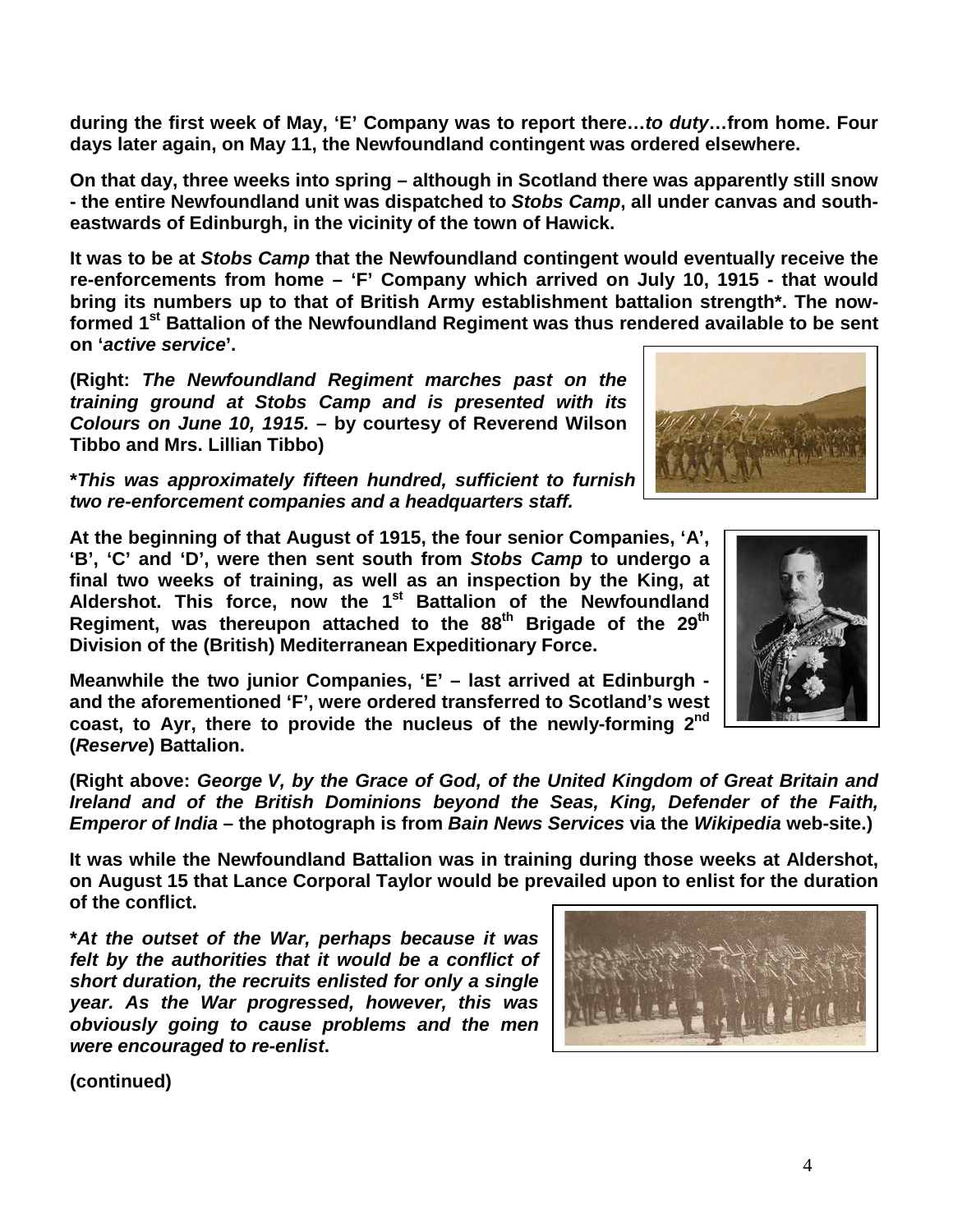**during the first week of May, 'E' Company was to report there…*to duty*…from home. Four days later again, on May 11, the Newfoundland contingent was ordered elsewhere.**

**On that day, three weeks into spring – although in Scotland there was apparently still snow - the entire Newfoundland unit was dispatched to *Stobs Camp*, all under canvas and south-eastwards of Edinburgh, in the vicinity of the town of Hawick.**

**It was to be at *Stobs Camp* that the Newfoundland contingent would eventually receive the re-enforcements from home – 'F' Company which arrived on July 10, 1915 - that would bring its numbers up to that of British Army establishment battalion strength*. The now-formed 1st Battalion of the Newfoundland Regiment was thus rendered available to be sent on '*active service*'.**

**(Right: *The Newfoundland Regiment marches past on the training ground at Stobs Camp and is presented with its Colours on June 10, 1915.* – by courtesy of Reverend Wilson Tibbo and Mrs. Lillian Tibbo)**

***This was approximately fifteen hundred, sufficient to furnish two re-enforcement companies and a headquarters staff.***

**At the beginning of that August of 1915, the four senior Companies, 'A', 'B', 'C' and 'D', were then sent south from *Stobs Camp* to undergo a final two weeks of training, as well as an inspection by the King, at Aldershot. This force, now the 1st Battalion of the Newfoundland Regiment, was thereupon attached to the 88th Brigade of the 29th Division of the (British) Mediterranean Expeditionary Force.**

**Meanwhile the two junior Companies, 'E' – last arrived at Edinburgh - and the aforementioned 'F', were ordered transferred to Scotland's west coast, to Ayr, there to provide the nucleus of the newly-forming 2nd (*Reserve*) Battalion.**

**(Right above: *George V, by the Grace of God, of the United Kingdom of Great Britain and Ireland and of the British Dominions beyond the Seas, King, Defender of the Faith, Emperor of India* – the photograph is from *Bain News Services* via the *Wikipedia* web-site.)**

**It was while the Newfoundland Battalion was in training during those weeks at Aldershot, on August 15 that Lance Corporal Taylor would be prevailed upon to enlist for the duration of the conflict.**

***At the outset of the War, perhaps because it was felt by the authorities that it would be a conflict of short duration, the recruits enlisted for only a single year. As the War progressed, however, this was obviously going to cause problems and the men were encouraged to re-enlist*.**

**(continued)**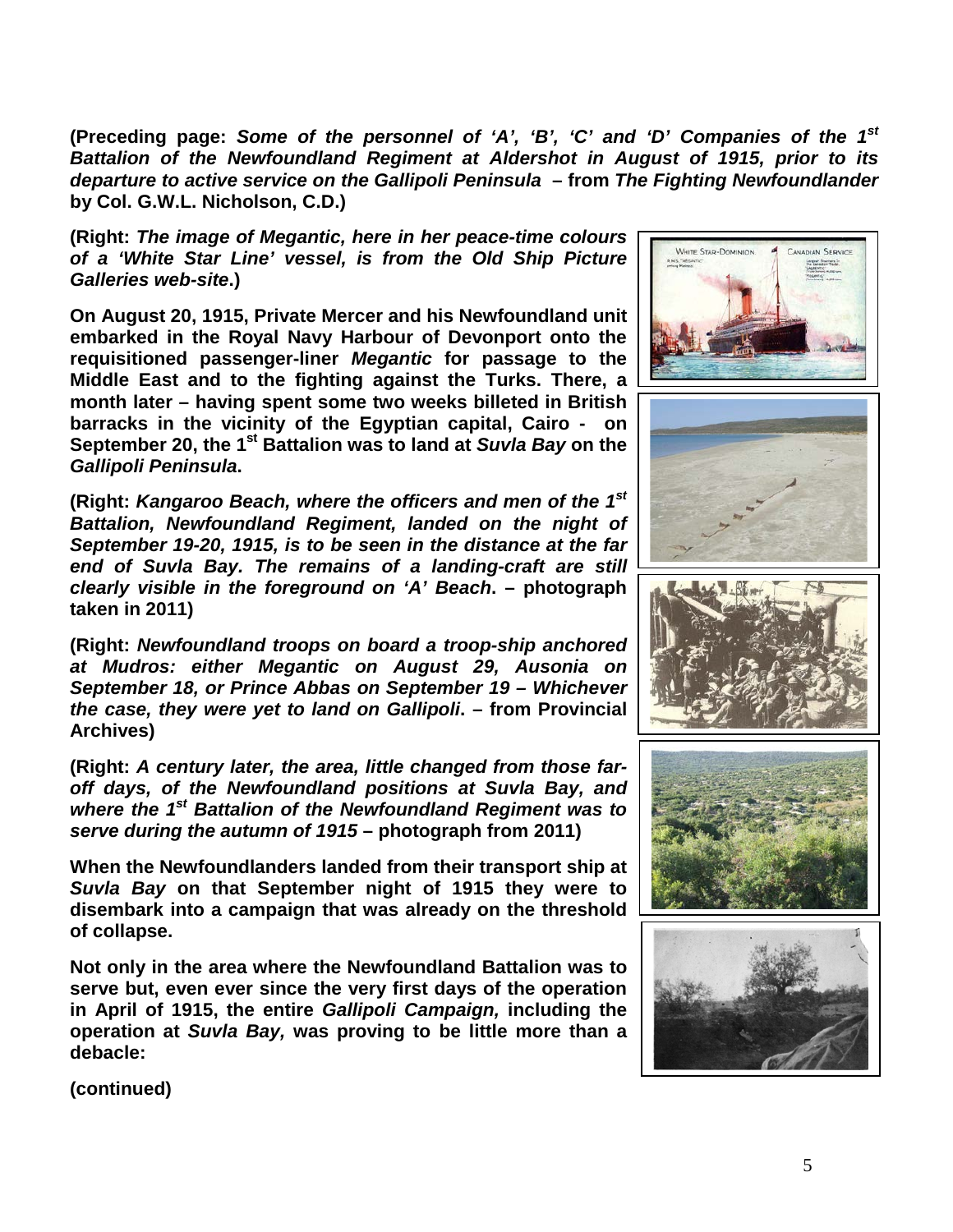**(Preceding page: *Some of the personnel of 'A', 'B', 'C' and 'D' Companies of the 1st Battalion of the Newfoundland Regiment at Aldershot in August of 1915, prior to its departure to active service on the Gallipoli Peninsula* – from *The Fighting Newfoundlander* by Col. G.W.L. Nicholson, C.D.)**

**(Right: *The image of Megantic, here in her peace-time colours of a 'White Star Line' vessel, is from the Old Ship Picture Galleries web-site*.)**

**On August 20, 1915, Private Mercer and his Newfoundland unit embarked in the Royal Navy Harbour of Devonport onto the requisitioned passenger-liner *Megantic* for passage to the Middle East and to the fighting against the Turks. There, a month later – having spent some two weeks billeted in British barracks in the vicinity of the Egyptian capital, Cairo - on September 20, the 1st Battalion was to land at *Suvla Bay* on the *Gallipoli Peninsula*.**

**(Right: *Kangaroo Beach, where the officers and men of the 1st Battalion, Newfoundland Regiment, landed on the night of September 19-20, 1915, is to be seen in the distance at the far end of Suvla Bay. The remains of a landing-craft are still clearly visible in the foreground on 'A' Beach*. – photograph taken in 2011)**

**(Right: *Newfoundland troops on board a troop-ship anchored at Mudros: either Megantic on August 29, Ausonia on September 18, or Prince Abbas on September 19 – Whichever the case, they were yet to land on Gallipoli*. – from Provincial Archives)**

**(Right: *A century later, the area, little changed from those far-off days, of the Newfoundland positions at Suvla Bay, and where the 1st Battalion of the Newfoundland Regiment was to serve during the autumn of 1915* – photograph from 2011)**

**When the Newfoundlanders landed from their transport ship at *Suvla Bay* on that September night of 1915 they were to disembark into a campaign that was already on the threshold of collapse.**

**Not only in the area where the Newfoundland Battalion was to serve but, even ever since the very first days of the operation in April of 1915, the entire *Gallipoli Campaign,* including the operation at *Suvla Bay,* was proving to be little more than a debacle:**

**(continued)**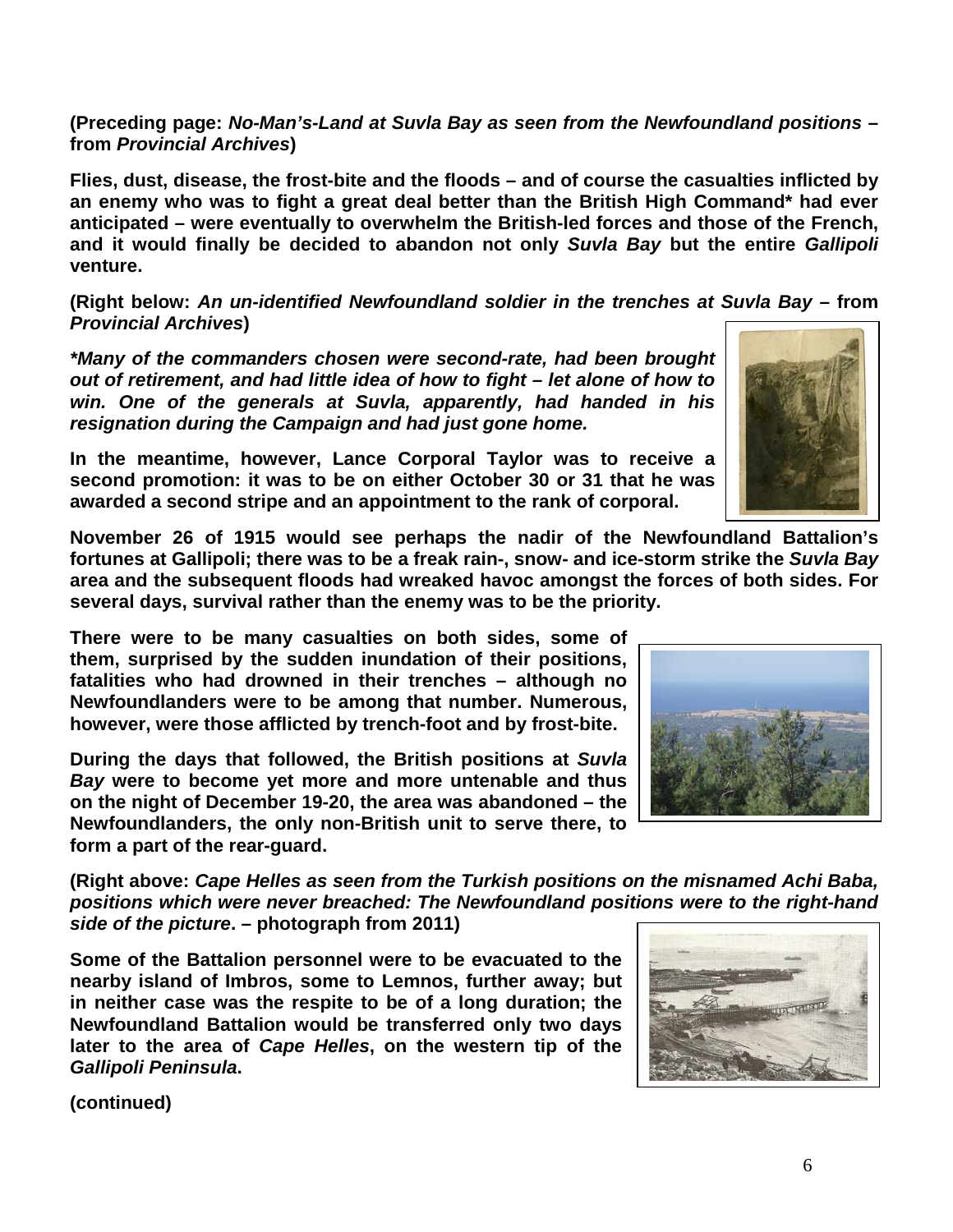**(Preceding page: *No-Man's-Land at Suvla Bay as seen from the Newfoundland positions* – from *Provincial Archives*)**

**Flies, dust, disease, the frost-bite and the floods – and of course the casualties inflicted by an enemy who was to fight a great deal better than the British High Command* had ever anticipated – were eventually to overwhelm the British-led forces and those of the French, and it would finally be decided to abandon not only *Suvla Bay* but the entire *Gallipoli* venture.**

**(Right below: *An un-identified Newfoundland soldier in the trenches at Suvla Bay* – from *Provincial Archives*)**

***\*Many of the commanders chosen were second-rate, had been brought out of retirement, and had little idea of how to fight – let alone of how to win. One of the generals at Suvla, apparently, had handed in his resignation during the Campaign and had just gone home.***

**In the meantime, however, Lance Corporal Taylor was to receive a second promotion: it was to be on either October 30 or 31 that he was awarded a second stripe and an appointment to the rank of corporal.**

**November 26 of 1915 would see perhaps the nadir of the Newfoundland Battalion's fortunes at Gallipoli; there was to be a freak rain-, snow- and ice-storm strike the *Suvla Bay* area and the subsequent floods had wreaked havoc amongst the forces of both sides. For several days, survival rather than the enemy was to be the priority.**

**There were to be many casualties on both sides, some of them, surprised by the sudden inundation of their positions, fatalities who had drowned in their trenches – although no Newfoundlanders were to be among that number. Numerous, however, were those afflicted by trench-foot and by frost-bite.**

**During the days that followed, the British positions at *Suvla Bay* were to become yet more and more untenable and thus on the night of December 19-20, the area was abandoned – the Newfoundlanders, the only non-British unit to serve there, to form a part of the rear-guard.**

**(Right above: *Cape Helles as seen from the Turkish positions on the misnamed Achi Baba, positions which were never breached: The Newfoundland positions were to the right-hand side of the picture*. – photograph from 2011)**

**Some of the Battalion personnel were to be evacuated to the nearby island of Imbros, some to Lemnos, further away; but in neither case was the respite to be of a long duration; the Newfoundland Battalion would be transferred only two days later to the area of *Cape Helles*, on the western tip of the *Gallipoli Peninsula*.**

**(continued)**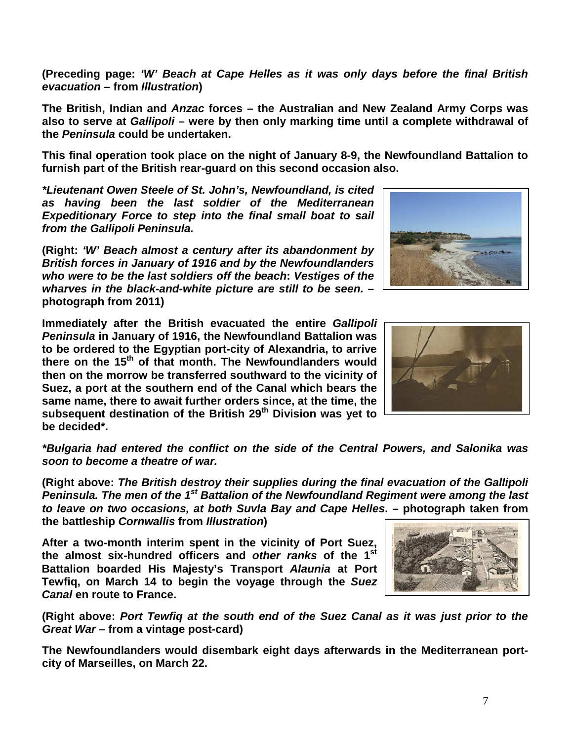**(Preceding page: *'W' Beach at Cape Helles as it was only days before the final British evacuation* – from *Illustration*)**

**The British, Indian and *Anzac* forces – the Australian and New Zealand Army Corps was also to serve at *Gallipoli* – were by then only marking time until a complete withdrawal of the *Peninsula* could be undertaken.**

**This final operation took place on the night of January 8-9, the Newfoundland Battalion to furnish part of the British rear-guard on this second occasion also.**

***\*Lieutenant Owen Steele of St. John's, Newfoundland, is cited as having been the last soldier of the Mediterranean Expeditionary Force to step into the final small boat to sail from the Gallipoli Peninsula.***

**(Right: *'W' Beach almost a century after its abandonment by British forces in January of 1916 and by the Newfoundlanders who were to be the last soldiers off the beach*: *Vestiges of the wharves in the black-and-white picture are still to be seen.* – photograph from 2011)**

**Immediately after the British evacuated the entire *Gallipoli Peninsula* in January of 1916, the Newfoundland Battalion was to be ordered to the Egyptian port-city of Alexandria, to arrive there on the 15th of that month. The Newfoundlanders would then on the morrow be transferred southward to the vicinity of Suez, a port at the southern end of the Canal which bears the same name, there to await further orders since, at the time, the subsequent destination of the British 29th Division was yet to be decided\*.**

***\*Bulgaria had entered the conflict on the side of the Central Powers, and Salonika was soon to become a theatre of war.***

**(Right above: *The British destroy their supplies during the final evacuation of the Gallipoli Peninsula. The men of the 1st Battalion of the Newfoundland Regiment were among the last to leave on two occasions, at both Suvla Bay and Cape Helles*. – photograph taken from the battleship *Cornwallis* from *Illustration*)**

**After a two-month interim spent in the vicinity of Port Suez, the almost six-hundred officers and *other ranks* of the 1st Battalion boarded His Majesty's Transport *Alaunia* at Port Tewfiq, on March 14 to begin the voyage through the *Suez Canal* en route to France.**

**(Right above: *Port Tewfiq at the south end of the Suez Canal as it was just prior to the Great War* – from a vintage post-card)**

**The Newfoundlanders would disembark eight days afterwards in the Mediterranean port-city of Marseilles, on March 22.**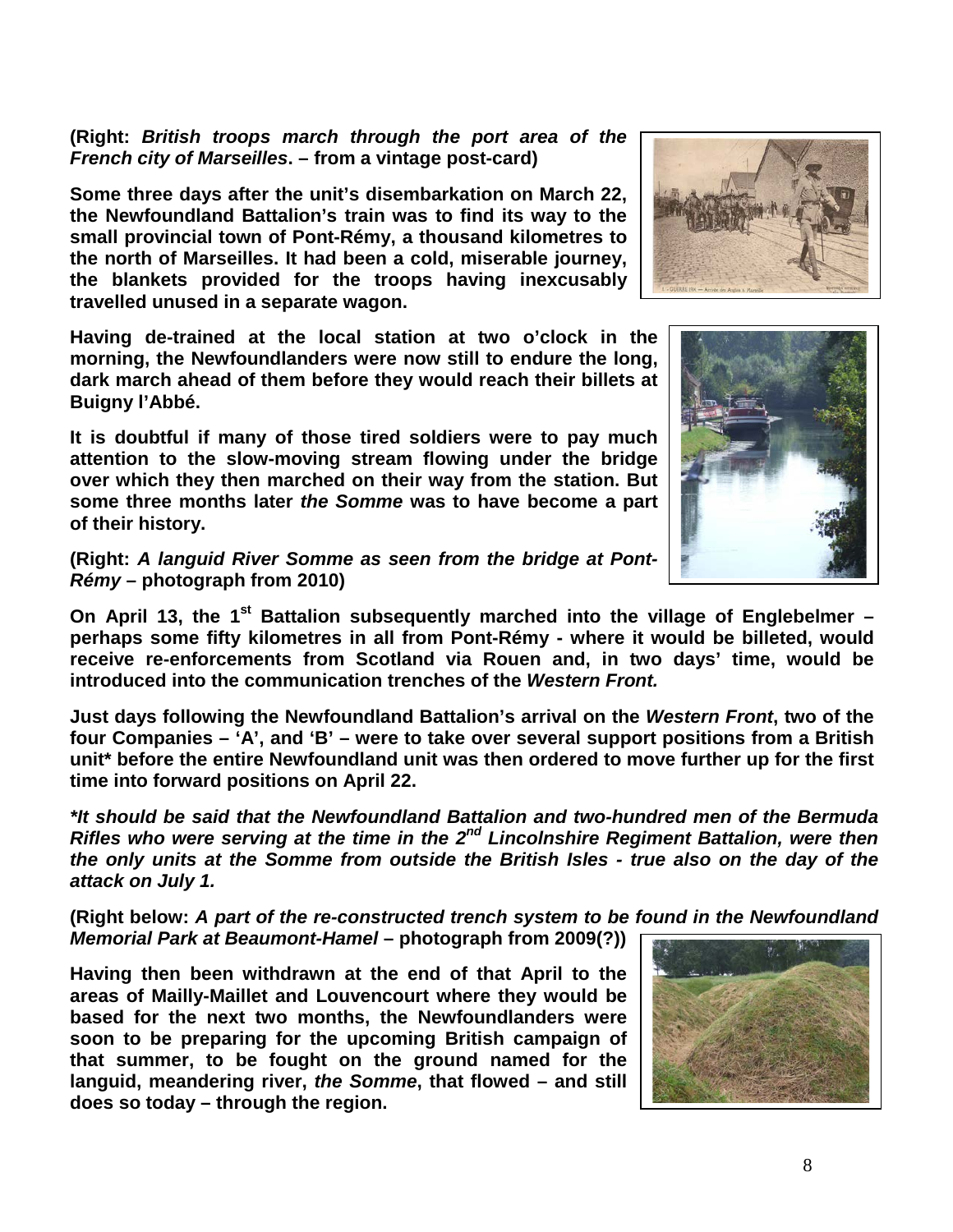**(Right: *British troops march through the port area of the French city of Marseilles*. – from a vintage post-card)**

**Some three days after the unit's disembarkation on March 22, the Newfoundland Battalion's train was to find its way to the small provincial town of Pont-Rémy, a thousand kilometres to the north of Marseilles. It had been a cold, miserable journey, the blankets provided for the troops having inexcusably travelled unused in a separate wagon.**

**Having de-trained at the local station at two o'clock in the morning, the Newfoundlanders were now still to endure the long, dark march ahead of them before they would reach their billets at Buigny l'Abbé.**

**It is doubtful if many of those tired soldiers were to pay much attention to the slow-moving stream flowing under the bridge over which they then marched on their way from the station. But some three months later *the Somme* was to have become a part of their history.**

**(Right: *A languid River Somme as seen from the bridge at Pont-Rémy* – photograph from 2010)**

**On April 13, the 1st Battalion subsequently marched into the village of Englebelmer – perhaps some fifty kilometres in all from Pont-Rémy - where it would be billeted, would receive re-enforcements from Scotland via Rouen and, in two days' time, would be introduced into the communication trenches of the *Western Front.***

**Just days following the Newfoundland Battalion's arrival on the *Western Front*, two of the four Companies – 'A', and 'B' – were to take over several support positions from a British unit\* before the entire Newfoundland unit was then ordered to move further up for the first time into forward positions on April 22.**

***\*It should be said that the Newfoundland Battalion and two-hundred men of the Bermuda Rifles who were serving at the time in the 2nd Lincolnshire Regiment Battalion, were then the only units at the Somme from outside the British Isles - true also on the day of the attack on July 1.***

**(Right below: *A part of the re-constructed trench system to be found in the Newfoundland Memorial Park at Beaumont-Hamel* – photograph from 2009(?))**

**Having then been withdrawn at the end of that April to the areas of Mailly-Maillet and Louvencourt where they would be based for the next two months, the Newfoundlanders were soon to be preparing for the upcoming British campaign of that summer, to be fought on the ground named for the languid, meandering river, *the Somme*, that flowed – and still does so today – through the region.**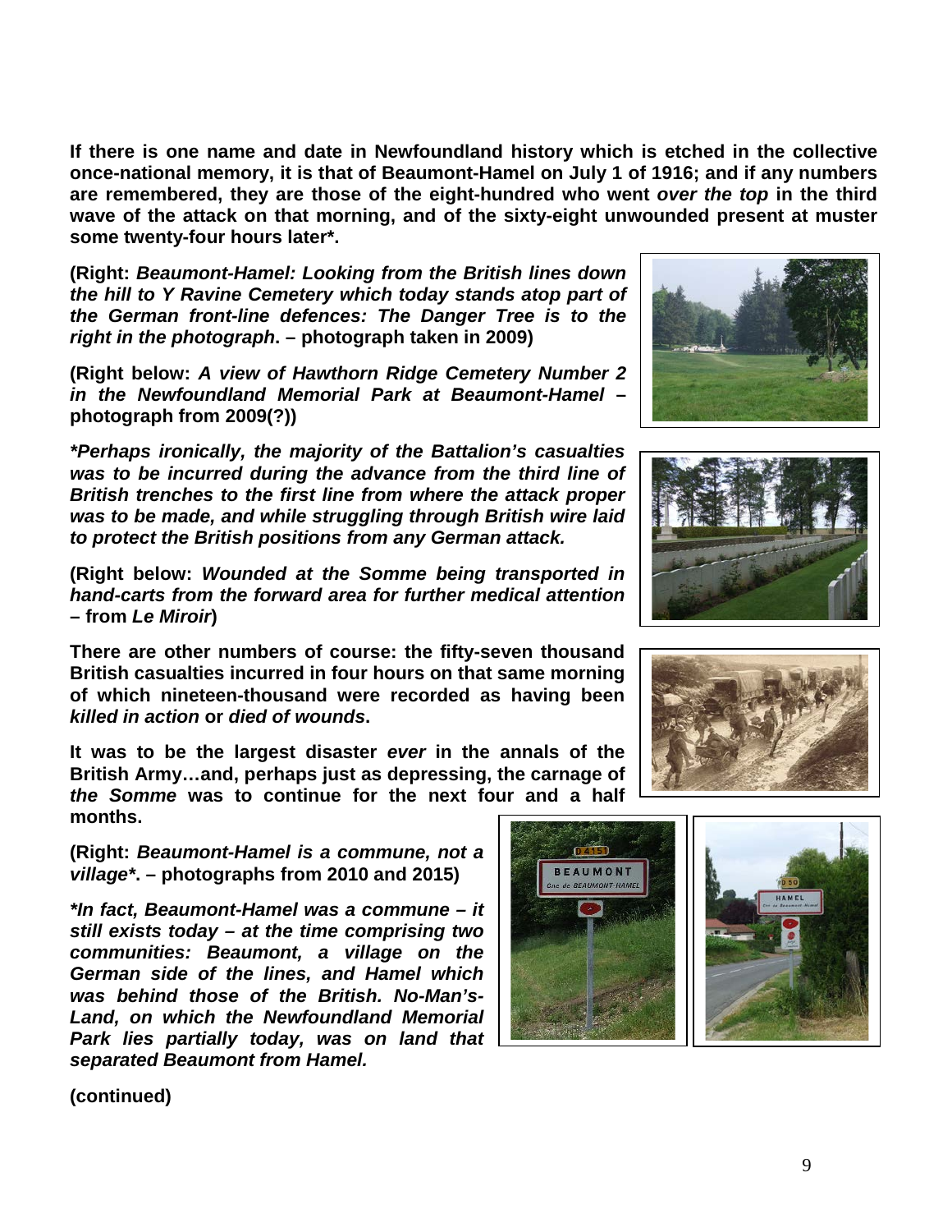**If there is one name and date in Newfoundland history which is etched in the collective once-national memory, it is that of Beaumont-Hamel on July 1 of 1916; and if any numbers are remembered, they are those of the eight-hundred who went *over the top* in the third wave of the attack on that morning, and of the sixty-eight unwounded present at muster some twenty-four hours later*.**

**(Right: *Beaumont-Hamel: Looking from the British lines down the hill to Y Ravine Cemetery which today stands atop part of the German front-line defences: The Danger Tree is to the right in the photograph*. – photograph taken in 2009)**

**(Right below: *A view of Hawthorn Ridge Cemetery Number 2 in the Newfoundland Memorial Park at Beaumont-Hamel* – photograph from 2009(?))**

***\*Perhaps ironically, the majority of the Battalion's casualties was to be incurred during the advance from the third line of British trenches to the first line from where the attack proper was to be made, and while struggling through British wire laid to protect the British positions from any German attack.***

**(Right below: *Wounded at the Somme being transported in hand-carts from the forward area for further medical attention* – from *Le Miroir*)**

**There are other numbers of course: the fifty-seven thousand British casualties incurred in four hours on that same morning of which nineteen-thousand were recorded as having been *killed in action* or *died of wounds*.**

**It was to be the largest disaster *ever* in the annals of the British Army…and, perhaps just as depressing, the carnage of *the Somme* was to continue for the next four and a half months.**

**(Right: *Beaumont-Hamel is a commune, not a village\**. – photographs from 2010 and 2015)**

***\*In fact, Beaumont-Hamel was a commune – it still exists today – at the time comprising two communities: Beaumont, a village on the German side of the lines, and Hamel which was behind those of the British. No-Man's-Land, on which the Newfoundland Memorial Park lies partially today, was on land that separated Beaumont from Hamel.***

**(continued)**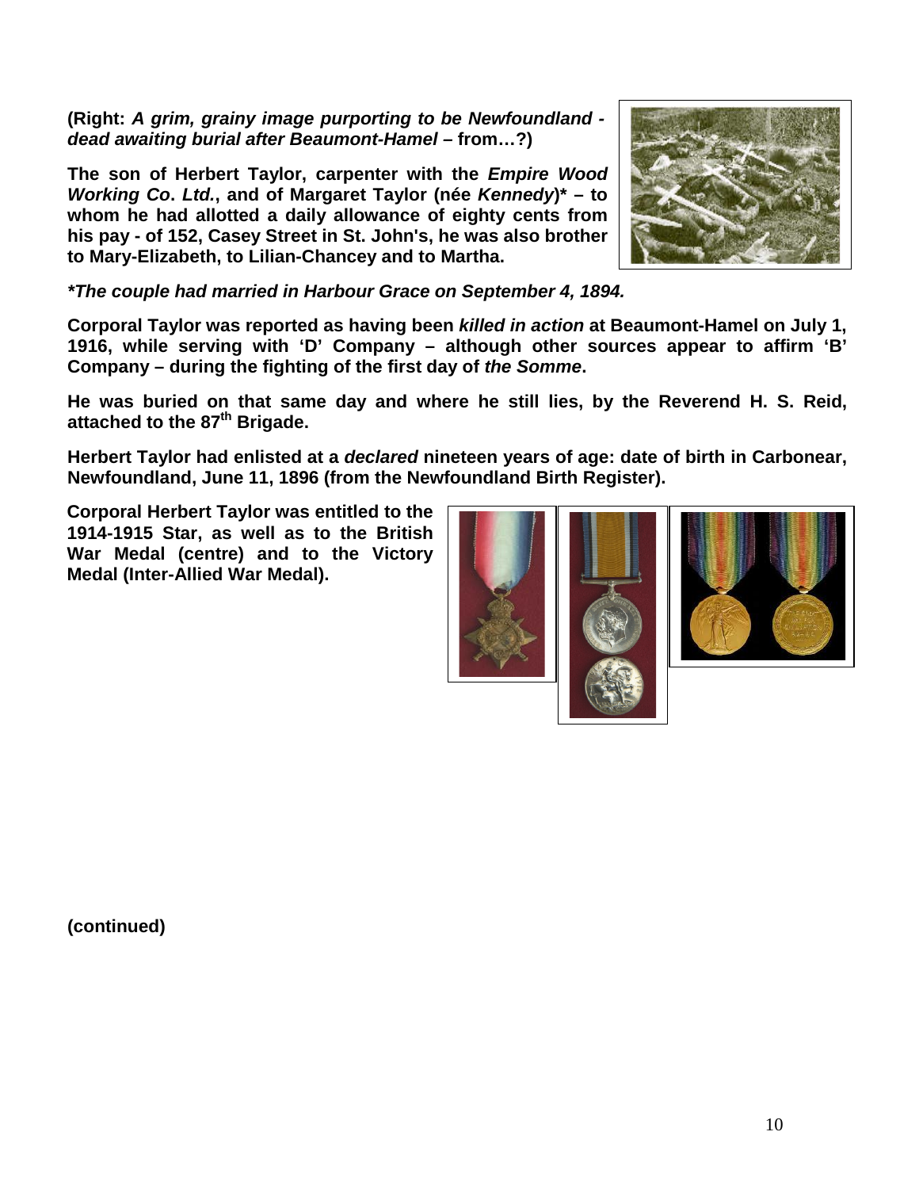**(Right: *A grim, grainy image purporting to be Newfoundland - dead awaiting burial after Beaumont-Hamel* – from…?)**

**The son of Herbert Taylor, carpenter with the *Empire Wood Working Co. Ltd.*, and of Margaret Taylor (née *Kennedy*)* – to whom he had allotted a daily allowance of eighty cents from his pay - of 152, Casey Street in St. John's, he was also brother to Mary-Elizabeth, to Lilian-Chancey and to Martha.**

***The couple had married in Harbour Grace on September 4, 1894.***

**Corporal Taylor was reported as having been *killed in action* at Beaumont-Hamel on July 1, 1916, while serving with 'D' Company – although other sources appear to affirm 'B' Company – during the fighting of the first day of *the Somme*.**

**He was buried on that same day and where he still lies, by the Reverend H. S. Reid, attached to the 87th Brigade.**

**Herbert Taylor had enlisted at a *declared* nineteen years of age: date of birth in Carbonear, Newfoundland, June 11, 1896 (from the Newfoundland Birth Register).**

**Corporal Herbert Taylor was entitled to the 1914-1915 Star, as well as to the British War Medal (centre) and to the Victory Medal (Inter-Allied War Medal).**

**(continued)**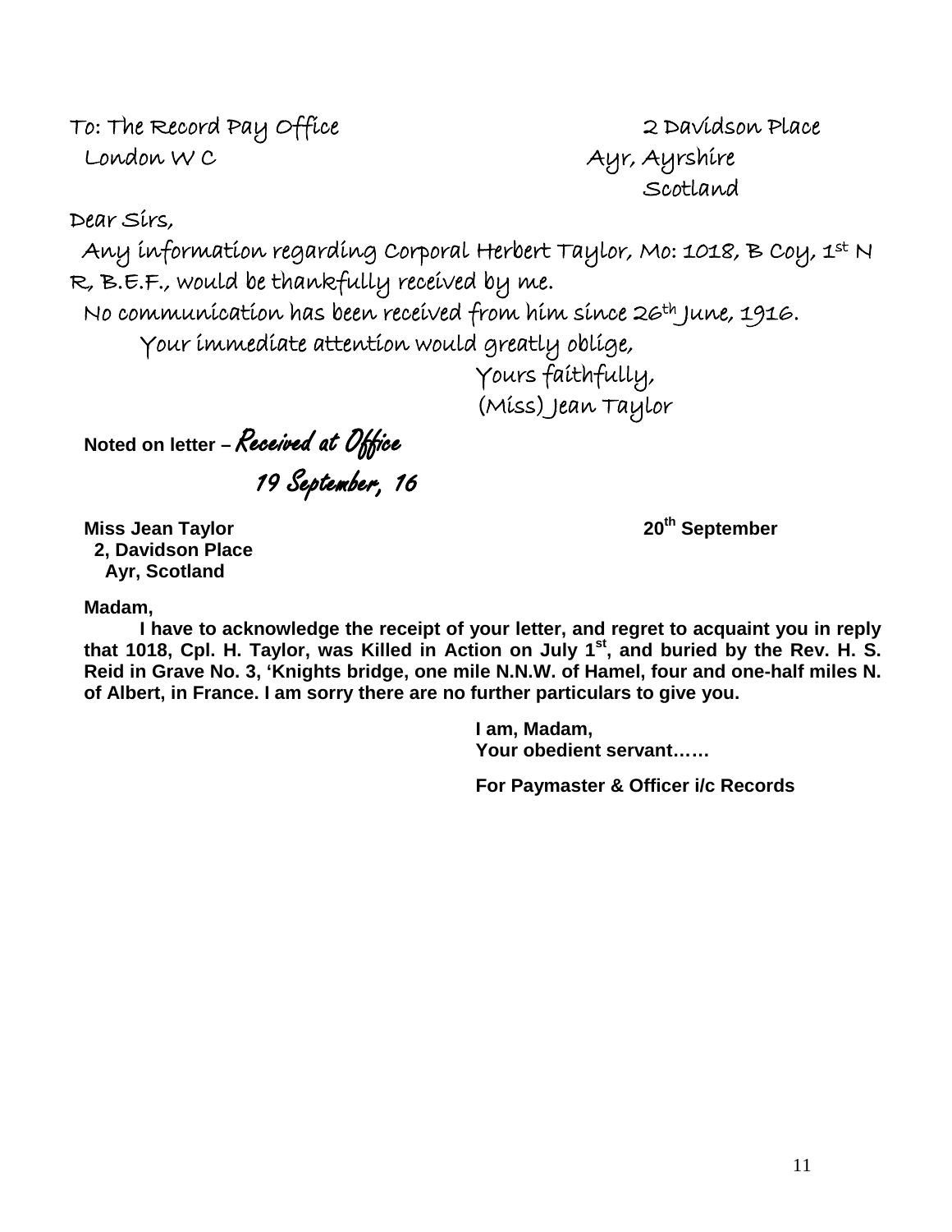To: The Record Pay Office
London W C

2 Davidson Place
Ayr, Ayrshire
Scotland

Dear Sirs,

Any information regarding Corporal Herbert Taylor, Mo: 1018, B Coy, 1st N R, B.E.F., would be thankfully received by me.

No communication has been received from him since 26th June, 1916.

Your immediate attention would greatly oblige,

Yours faithfully,
(Miss) Jean Taylor

**Noted on letter –** *Received at Office 19 September, 16*

**Miss Jean Taylor**
**2, Davidson Place**
**Ayr, Scotland**

**20th September**

**Madam,**

**I have to acknowledge the receipt of your letter, and regret to acquaint you in reply that 1018, Cpl. H. Taylor, was Killed in Action on July 1st, and buried by the Rev. H. S. Reid in Grave No. 3, 'Knights bridge, one mile N.N.W. of Hamel, four and one-half miles N. of Albert, in France. I am sorry there are no further particulars to give you.**

**I am, Madam,**
**Your obedient servant……**

**For Paymaster & Officer i/c Records**